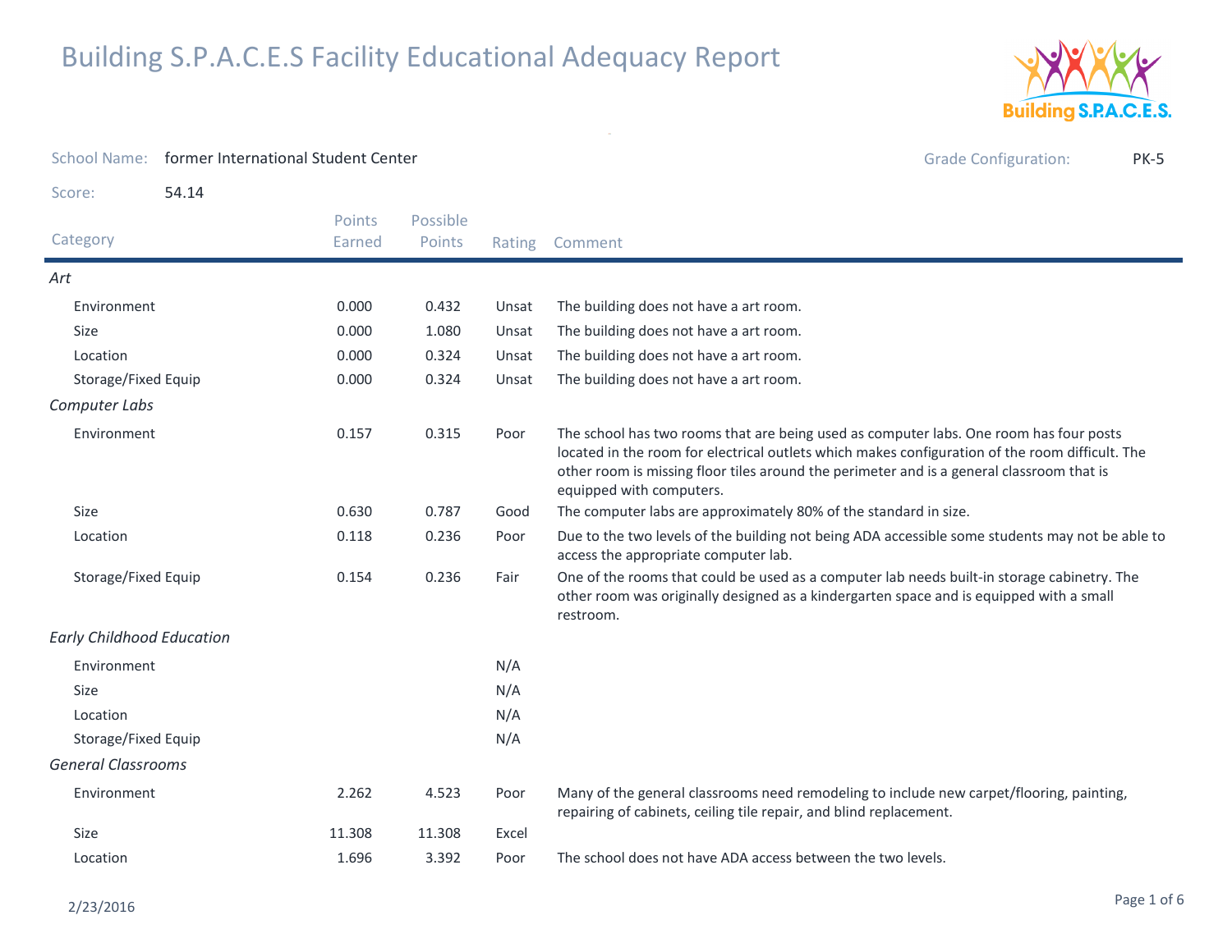# Building S.P.A.C.E.S Facility Educational Adequacy Report

School Name: former International Student Center

Grade Configuration: PK-5

Score: 54.14

| Category | Points Earned | Possible Points | Rating | Comment |
|---|---|---|---|---|
| *Art* | | | | |
| Environment | 0.000 | 0.432 | Unsat | The building does not have a art room. |
| Size | 0.000 | 1.080 | Unsat | The building does not have a art room. |
| Location | 0.000 | 0.324 | Unsat | The building does not have a art room. |
| Storage/Fixed Equip | 0.000 | 0.324 | Unsat | The building does not have a art room. |
| *Computer Labs* | | | | |
| Environment | 0.157 | 0.315 | Poor | The school has two rooms that are being used as computer labs. One room has four posts located in the room for electrical outlets which makes configuration of the room difficult. The other room is missing floor tiles around the perimeter and is a general classroom that is equipped with computers. |
| Size | 0.630 | 0.787 | Good | The computer labs are approximately 80% of the standard in size. |
| Location | 0.118 | 0.236 | Poor | Due to the two levels of the building not being ADA accessible some students may not be able to access the appropriate computer lab. |
| Storage/Fixed Equip | 0.154 | 0.236 | Fair | One of the rooms that could be used as a computer lab needs built-in storage cabinetry. The other room was originally designed as a kindergarten space and is equipped with a small restroom. |
| *Early Childhood Education* | | | | |
| Environment | | | N/A | |
| Size | | | N/A | |
| Location | | | N/A | |
| Storage/Fixed Equip | | | N/A | |
| *General Classrooms* | | | | |
| Environment | 2.262 | 4.523 | Poor | Many of the general classrooms need remodeling to include new carpet/flooring, painting, repairing of cabinets, ceiling tile repair, and blind replacement. |
| Size | 11.308 | 11.308 | Excel | |
| Location | 1.696 | 3.392 | Poor | The school does not have ADA access between the two levels. |

2/23/2016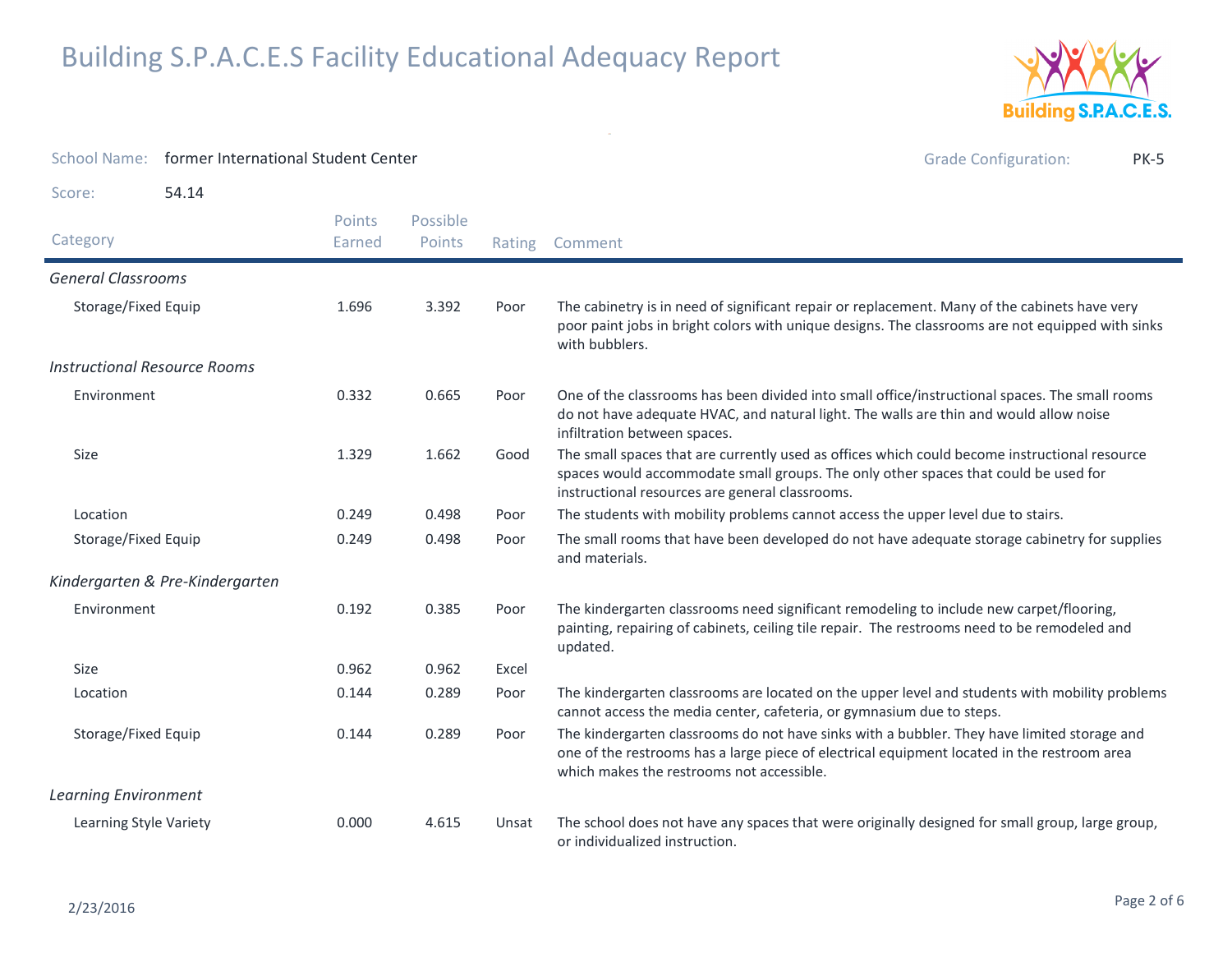# Building S.P.A.C.E.S Facility Educational Adequacy Report

School Name: former International Student Center

Grade Configuration: PK-5

Score: 54.14

| Category | Points Earned | Possible Points | Rating | Comment |
|---|---|---|---|---|
| *General Classrooms* | | | | |
| Storage/Fixed Equip | 1.696 | 3.392 | Poor | The cabinetry is in need of significant repair or replacement. Many of the cabinets have very poor paint jobs in bright colors with unique designs. The classrooms are not equipped with sinks with bubblers. |
| *Instructional Resource Rooms* | | | | |
| Environment | 0.332 | 0.665 | Poor | One of the classrooms has been divided into small office/instructional spaces. The small rooms do not have adequate HVAC, and natural light. The walls are thin and would allow noise infiltration between spaces. |
| Size | 1.329 | 1.662 | Good | The small spaces that are currently used as offices which could become instructional resource spaces would accommodate small groups. The only other spaces that could be used for instructional resources are general classrooms. |
| Location | 0.249 | 0.498 | Poor | The students with mobility problems cannot access the upper level due to stairs. |
| Storage/Fixed Equip | 0.249 | 0.498 | Poor | The small rooms that have been developed do not have adequate storage cabinetry for supplies and materials. |
| *Kindergarten & Pre-Kindergarten* | | | | |
| Environment | 0.192 | 0.385 | Poor | The kindergarten classrooms need significant remodeling to include new carpet/flooring, painting, repairing of cabinets, ceiling tile repair. The restrooms need to be remodeled and updated. |
| Size | 0.962 | 0.962 | Excel | |
| Location | 0.144 | 0.289 | Poor | The kindergarten classrooms are located on the upper level and students with mobility problems cannot access the media center, cafeteria, or gymnasium due to steps. |
| Storage/Fixed Equip | 0.144 | 0.289 | Poor | The kindergarten classrooms do not have sinks with a bubbler. They have limited storage and one of the restrooms has a large piece of electrical equipment located in the restroom area which makes the restrooms not accessible. |
| *Learning Environment* | | | | |
| Learning Style Variety | 0.000 | 4.615 | Unsat | The school does not have any spaces that were originally designed for small group, large group, or individualized instruction. |

2/23/2016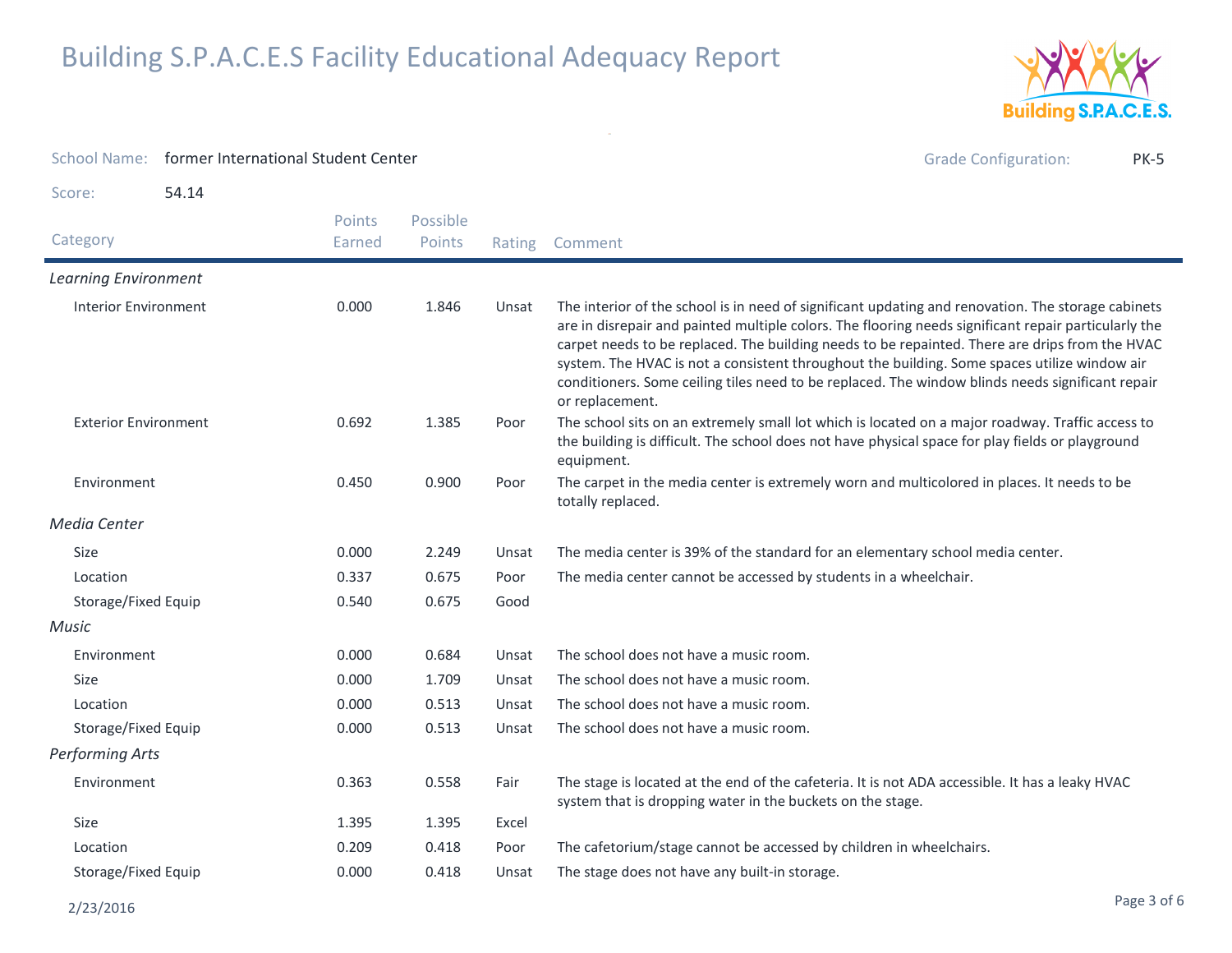# Building S.P.A.C.E.S Facility Educational Adequacy Report

School Name: former International Student Center

Grade Configuration: PK-5

Score: 54.14

| Category | Points Earned | Possible Points | Rating | Comment |
|---|---|---|---|---|
| *Learning Environment* | | | | |
| Interior Environment | 0.000 | 1.846 | Unsat | The interior of the school is in need of significant updating and renovation. The storage cabinets are in disrepair and painted multiple colors. The flooring needs significant repair particularly the carpet needs to be replaced. The building needs to be repainted. There are drips from the HVAC system. The HVAC is not a consistent throughout the building. Some spaces utilize window air conditioners. Some ceiling tiles need to be replaced. The window blinds needs significant repair or replacement. |
| Exterior Environment | 0.692 | 1.385 | Poor | The school sits on an extremely small lot which is located on a major roadway. Traffic access to the building is difficult. The school does not have physical space for play fields or playground equipment. |
| Environment | 0.450 | 0.900 | Poor | The carpet in the media center is extremely worn and multicolored in places. It needs to be totally replaced. |
| *Media Center* | | | | |
| Size | 0.000 | 2.249 | Unsat | The media center is 39% of the standard for an elementary school media center. |
| Location | 0.337 | 0.675 | Poor | The media center cannot be accessed by students in a wheelchair. |
| Storage/Fixed Equip | 0.540 | 0.675 | Good | |
| *Music* | | | | |
| Environment | 0.000 | 0.684 | Unsat | The school does not have a music room. |
| Size | 0.000 | 1.709 | Unsat | The school does not have a music room. |
| Location | 0.000 | 0.513 | Unsat | The school does not have a music room. |
| Storage/Fixed Equip | 0.000 | 0.513 | Unsat | The school does not have a music room. |
| *Performing Arts* | | | | |
| Environment | 0.363 | 0.558 | Fair | The stage is located at the end of the cafeteria. It is not ADA accessible. It has a leaky HVAC system that is dropping water in the buckets on the stage. |
| Size | 1.395 | 1.395 | Excel | |
| Location | 0.209 | 0.418 | Poor | The cafetorium/stage cannot be accessed by children in wheelchairs. |
| Storage/Fixed Equip | 0.000 | 0.418 | Unsat | The stage does not have any built-in storage. |

2/23/2016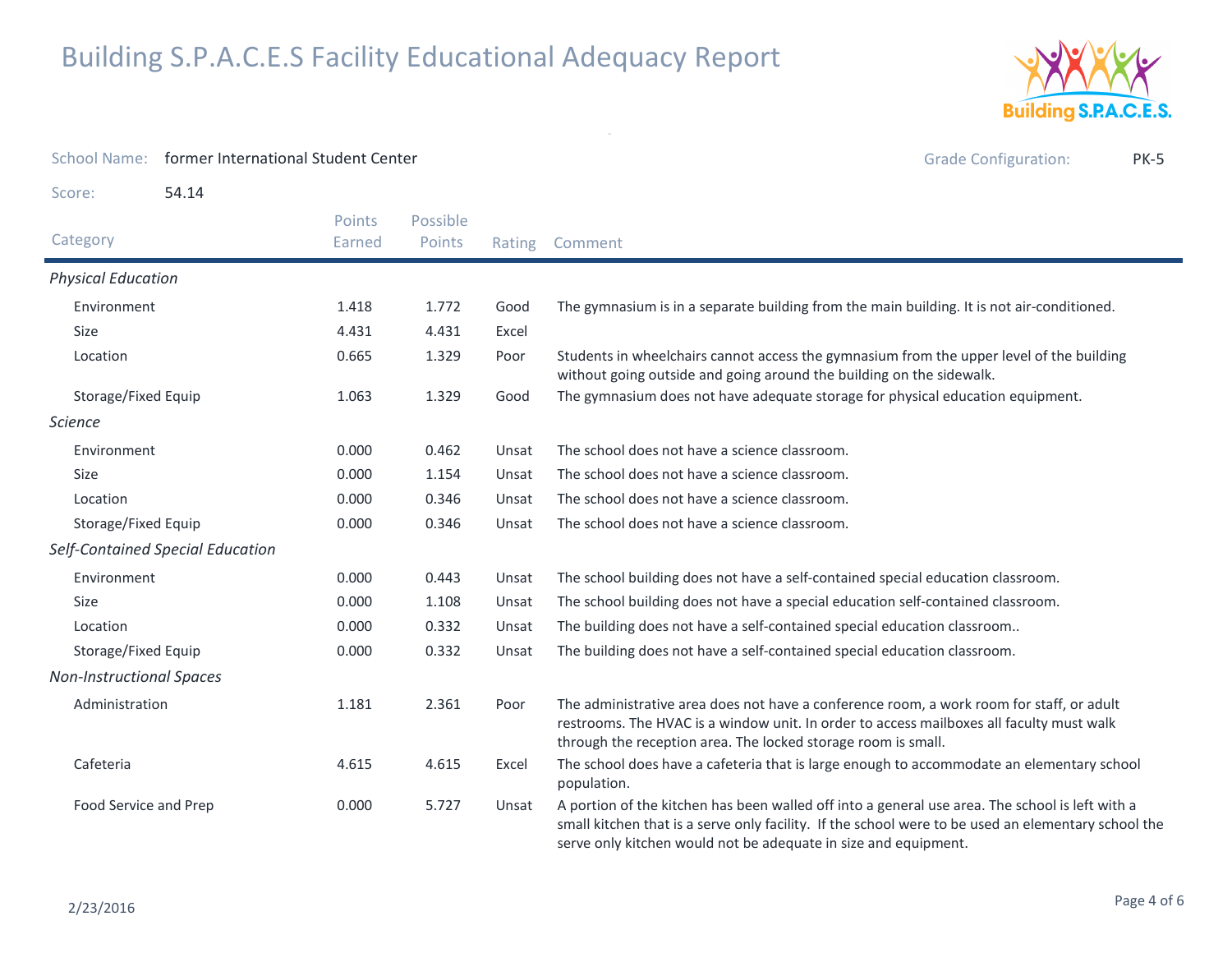# Building S.P.A.C.E.S Facility Educational Adequacy Report

School Name: former International Student Center

Grade Configuration: PK-5

Score: 54.14

| Category | Points Earned | Possible Points | Rating | Comment |
|---|---|---|---|---|
| *Physical Education* | | | | |
| Environment | 1.418 | 1.772 | Good | The gymnasium is in a separate building from the main building. It is not air-conditioned. |
| Size | 4.431 | 4.431 | Excel | |
| Location | 0.665 | 1.329 | Poor | Students in wheelchairs cannot access the gymnasium from the upper level of the building without going outside and going around the building on the sidewalk. |
| Storage/Fixed Equip | 1.063 | 1.329 | Good | The gymnasium does not have adequate storage for physical education equipment. |
| *Science* | | | | |
| Environment | 0.000 | 0.462 | Unsat | The school does not have a science classroom. |
| Size | 0.000 | 1.154 | Unsat | The school does not have a science classroom. |
| Location | 0.000 | 0.346 | Unsat | The school does not have a science classroom. |
| Storage/Fixed Equip | 0.000 | 0.346 | Unsat | The school does not have a science classroom. |
| *Self-Contained Special Education* | | | | |
| Environment | 0.000 | 0.443 | Unsat | The school building does not have a self-contained special education classroom. |
| Size | 0.000 | 1.108 | Unsat | The school building does not have a special education self-contained classroom. |
| Location | 0.000 | 0.332 | Unsat | The building does not have a self-contained special education classroom.. |
| Storage/Fixed Equip | 0.000 | 0.332 | Unsat | The building does not have a self-contained special education classroom. |
| *Non-Instructional Spaces* | | | | |
| Administration | 1.181 | 2.361 | Poor | The administrative area does not have a conference room, a work room for staff, or adult restrooms. The HVAC is a window unit. In order to access mailboxes all faculty must walk through the reception area. The locked storage room is small. |
| Cafeteria | 4.615 | 4.615 | Excel | The school does have a cafeteria that is large enough to accommodate an elementary school population. |
| Food Service and Prep | 0.000 | 5.727 | Unsat | A portion of the kitchen has been walled off into a general use area. The school is left with a small kitchen that is a serve only facility. If the school were to be used an elementary school the serve only kitchen would not be adequate in size and equipment. |

2/23/2016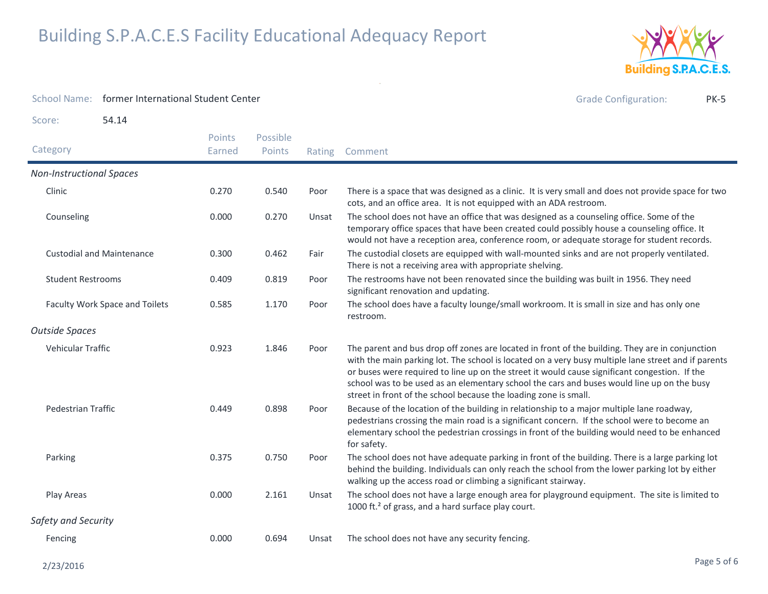# Building S.P.A.C.E.S Facility Educational Adequacy Report

School Name: former International Student Center

Grade Configuration: PK-5

Score: 54.14

| Category | Points Earned | Possible Points | Rating | Comment |
|---|---|---|---|---|
| ***Non-Instructional Spaces*** | | | | |
| Clinic | 0.270 | 0.540 | Poor | There is a space that was designed as a clinic. It is very small and does not provide space for two cots, and an office area. It is not equipped with an ADA restroom. |
| Counseling | 0.000 | 0.270 | Unsat | The school does not have an office that was designed as a counseling office. Some of the temporary office spaces that have been created could possibly house a counseling office. It would not have a reception area, conference room, or adequate storage for student records. |
| Custodial and Maintenance | 0.300 | 0.462 | Fair | The custodial closets are equipped with wall-mounted sinks and are not properly ventilated. There is not a receiving area with appropriate shelving. |
| Student Restrooms | 0.409 | 0.819 | Poor | The restrooms have not been renovated since the building was built in 1956. They need significant renovation and updating. |
| Faculty Work Space and Toilets | 0.585 | 1.170 | Poor | The school does have a faculty lounge/small workroom. It is small in size and has only one restroom. |
| ***Outside Spaces*** | | | | |
| Vehicular Traffic | 0.923 | 1.846 | Poor | The parent and bus drop off zones are located in front of the building. They are in conjunction with the main parking lot. The school is located on a very busy multiple lane street and if parents or buses were required to line up on the street it would cause significant congestion. If the school was to be used as an elementary school the cars and buses would line up on the busy street in front of the school because the loading zone is small. |
| Pedestrian Traffic | 0.449 | 0.898 | Poor | Because of the location of the building in relationship to a major multiple lane roadway, pedestrians crossing the main road is a significant concern. If the school were to become an elementary school the pedestrian crossings in front of the building would need to be enhanced for safety. |
| Parking | 0.375 | 0.750 | Poor | The school does not have adequate parking in front of the building. There is a large parking lot behind the building. Individuals can only reach the school from the lower parking lot by either walking up the access road or climbing a significant stairway. |
| Play Areas | 0.000 | 2.161 | Unsat | The school does not have a large enough area for playground equipment. The site is limited to 1000 ft.² of grass, and a hard surface play court. |
| ***Safety and Security*** | | | | |
| Fencing | 0.000 | 0.694 | Unsat | The school does not have any security fencing. |

2/23/2016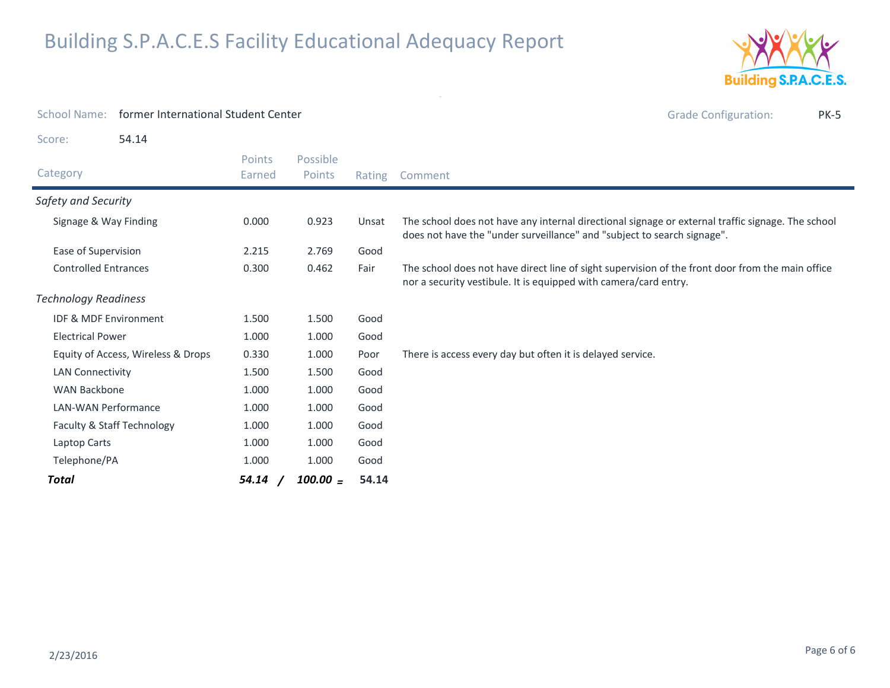# Building S.P.A.C.E.S Facility Educational Adequacy Report

School Name: former International Student Center

Grade Configuration: PK-5

Score: 54.14

| Category | Points Earned | Possible Points | Rating | Comment |
|---|---|---|---|---|
| *Safety and Security* | | | | |
| Signage & Way Finding | 0.000 | 0.923 | Unsat | The school does not have any internal directional signage or external traffic signage. The school does not have the "under surveillance" and "subject to search signage". |
| Ease of Supervision | 2.215 | 2.769 | Good | |
| Controlled Entrances | 0.300 | 0.462 | Fair | The school does not have direct line of sight supervision of the front door from the main office nor a security vestibule. It is equipped with camera/card entry. |
| *Technology Readiness* | | | | |
| IDF & MDF Environment | 1.500 | 1.500 | Good | |
| Electrical Power | 1.000 | 1.000 | Good | |
| Equity of Access, Wireless & Drops | 0.330 | 1.000 | Poor | There is access every day but often it is delayed service. |
| LAN Connectivity | 1.500 | 1.500 | Good | |
| WAN Backbone | 1.000 | 1.000 | Good | |
| LAN-WAN Performance | 1.000 | 1.000 | Good | |
| Faculty & Staff Technology | 1.000 | 1.000 | Good | |
| Laptop Carts | 1.000 | 1.000 | Good | |
| Telephone/PA | 1.000 | 1.000 | Good | |
| ***Total*** | ***54.14 /*** | ***100.00 =*** | **54.14** | |

2/23/2016